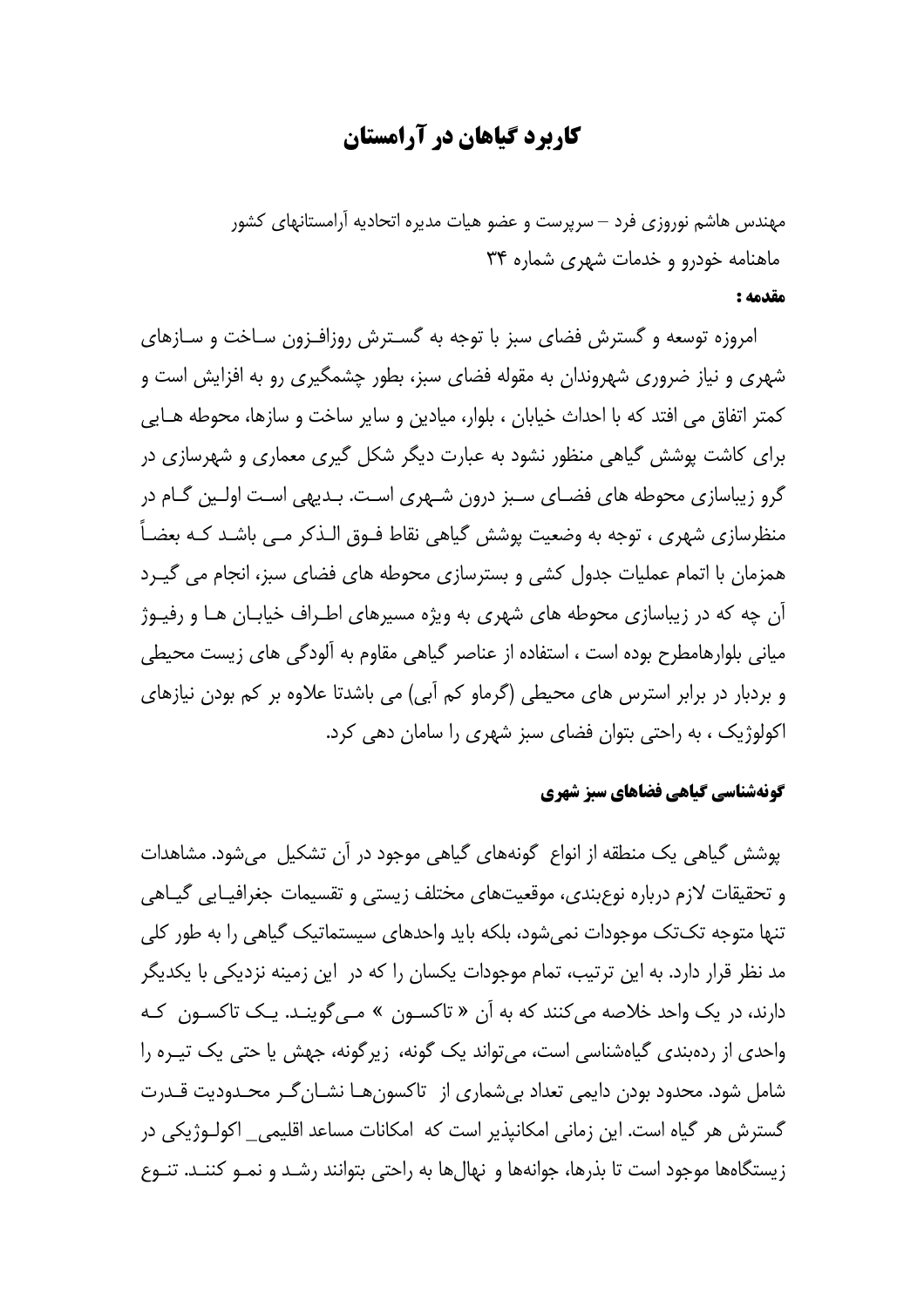# کاربرد گیاهان در آرامستان

مهندس هاشم نوروزی فرد – سرپرست و عضو هیات مدیره اتحادیه آرامستانهای کشور

ماهنامه خودرو و خدمات شهری شماره ۳۴

**مقدمه :**

امروزه توسعه و گسترش فضای سبز با توجه به گسترش روزافزون ساخت و سازهای شهری و نیاز ضروری شهروندان به مقوله فضای سبز، بطور چشمگیری رو به افزایش است و کمتر اتفاق می افتد که با احداث خیابان ، بلوار، میادین و سایر ساخت و سازها، محوطه هایی برای کاشت پوشش گیاهی منظور نشود به عبارت دیگر شکل گیری معماری و شهرسازی در گرو زیباسازی محوطه های فضای سبز درون شهری است. بدیهی است اولین گام در منظرسازی شهری ، توجه به وضعیت پوشش گیاهی نقاط فوق الذکر می باشد که بعضاً همزمان با اتمام عملیات جدول کشی و بسترسازی محوطه های فضای سبز، انجام می گیرد آن چه که در زیباسازی محوطه های شهری به ویژه مسیرهای اطراف خیابان ها و رفیوژ میانی بلوارهامطرح بوده است ، استفاده از عناصر گیاهی مقاوم به آلودگی های زیست محیطی و بردبار در برابر استرس های محیطی (گرماو کم آبی) می باشدتا علاوه بر کم بودن نیازهای اکولوژیک ، به راحتی بتوان فضای سبز شهری را سامان دهی کرد.

## گونه‌شناسی گیاهی فضاهای سبز شهری

پوشش گیاهی یک منطقه از انواع گونه‌های گیاهی موجود در آن تشکیل می‌شود. مشاهدات و تحقیقات لازم درباره نوع‌بندی، موقعیت‌های مختلف زیستی و تقسیمات جغرافیایی گیاهی تنها متوجه تک‌تک موجودات نمی‌شود، بلکه باید واحدهای سیستماتیک گیاهی را به طور کلی مد نظر قرار دارد. به این ترتیب، تمام موجودات یکسان را که در این زمینه نزدیکی با یکدیگر دارند، در یک واحد خلاصه می‌کنند که به آن « تاکسون » می‌گویند. یک تاکسون که واحدی از رده‌بندی گیاه‌شناسی است، می‌تواند یک گونه، زیرگونه، جهش یا حتی یک تیره را شامل شود. محدود بودن دایمی تعداد بی‌شماری از تاکسون‌ها نشان‌گر محدودیت قدرت گسترش هر گیاه است. این زمانی امکانپذیر است که امکانات مساعد اقلیمی_ اکولوژیکی در زیستگاه‌ها موجود است تا بذرها، جوانه‌ها و نهال‌ها به راحتی بتوانند رشد و نمو کنند. تنوع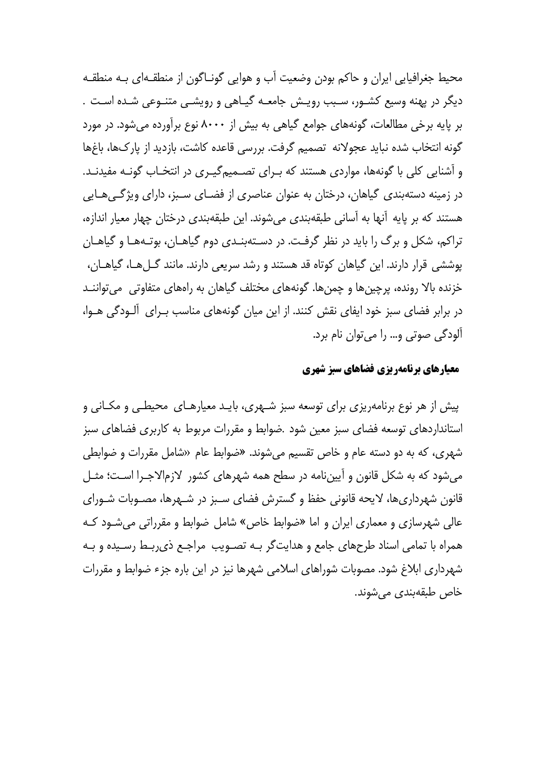محیط جغرافیایی ایران و حاکم بودن وضعیت آب و هوایی گوناگون از منطقه‌ای به منطقه دیگر در پهنه وسیع کشور، سبب رویش جامعه گیاهی و رویشی متنوعی شده است . بر پایه برخی مطالعات، گونه‌های جوامع گیاهی به بیش از ۸۰۰۰ نوع برآورده می‌شود. در مورد گونه انتخاب شده نباید عجولانه  تصمیم گرفت. بررسی قاعده کاشت، بازدید از پارک‌ها، باغ‌ها و آشنایی کلی با گونه‌ها، مواردی هستند که برای تصمیم‌گیری در انتخاب گونه مفیدند. در زمینه دسته‌بندی گیاهان، درختان به عنوان عناصری از فضای سبز، دارای ویژگی‌هایی هستند که بر پایه  آنها به آسانی طبقه‌بندی می‌شوند. این طبقه‌بندی درختان چهار معیار اندازه، تراکم، شکل و برگ را باید در نظر گرفت. در دسته‌بندی دوم گیاهان، بوته‌ها و گیاهان پوششی  قرار دارند. این گیاهان کوتاه قد هستند و رشد سریعی دارند. مانند گل‌ها، گیاهان، خزنده بالا رونده، پرچین‌ها و چمن‌ها. گونه‌های مختلف گیاهان به راه‌های متفاوتی  می‌توانند در برابر فضای سبز خود ایفای نقش کنند. از این میان گونه‌های مناسب برای  آلودگی هوا، آلودگی صوتی و... را می‌توان نام برد.

**معیارهای برنامه‌ریزی فضاهای سبز شهری**

پیش از هر نوع برنامه‌ریزی برای توسعه سبز شهری، باید معیارهای  محیطی و مکانی و استانداردهای توسعه فضای سبز معین شود .ضوابط و مقررات مربوط به کاربری فضاهای سبز شهری، که به دو دسته عام و خاص تقسیم می‌شوند. «ضوابط عام «شامل مقررات و ضوابطی می‌شود که به شکل قانون و آیین‌نامه در سطح همه شهرهای کشور  لازم‌الاجرا است؛ مثل قانون شهرداری‌ها، لایحه قانونی حفظ و گسترش فضای سبز در شهرها، مصوبات شورای عالی شهرسازی و معماری ایران و اما «ضوابط خاص» شامل ضوابط و مقرراتی می‌شود که همراه با تمامی اسناد طرح‌های جامع و هدایت‌گر به تصویب  مراجع ذی‌ربط رسیده و به شهرداری ابلاغ شود. مصوبات شوراهای اسلامی شهرها نیز در این باره جزء ضوابط و مقررات خاص طبقه‌بندی می‌شوند.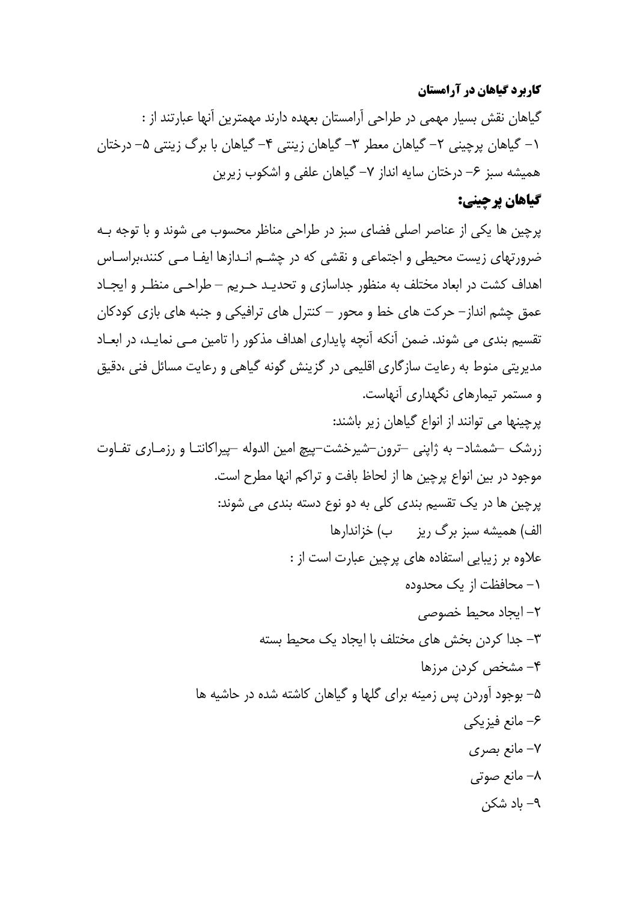### کاربرد گیاهان در آرامستان

گیاهان نقش بسیار مهمی در طراحی آرامستان بعهده دارند مهمترین آنها عبارتند از :
۱- گیاهان پرچینی ۲- گیاهان معطر ۳- گیاهان زینتی ۴- گیاهان با برگ زینتی ۵- درختان همیشه سبز ۶- درختان سایه انداز ۷- گیاهان علفی و اشکوب زیرین

## گیاهان پرچینی:

پرچین ها یکی از عناصر اصلی فضای سبز در طراحی مناظر محسوب می شوند و با توجه به ضرورتهای زیست محیطی و اجتماعی و نقشی که در چشم اندازها ایفا می کنند،براساس اهداف کشت در ابعاد مختلف به منظور جداسازی و تحدید حریم – طراحی منظر و ایجاد عمق چشم انداز– حرکت های خط و محور – کنترل های ترافیکی و جنبه های بازی کودکان تقسیم بندی می شوند. ضمن آنکه آنچه پایداری اهداف مذکور را تامین می نماید، در ابعاد مدیریتی منوط به رعایت سازگاری اقلیمی در گزینش گونه گیاهی و رعایت مسائل فنی ،دقیق و مستمر تیمارهای نگهداری آنهاست.

پرچینها می توانند از انواع گیاهان زیر باشند:

زرشک –شمشاد– به ژاپنی –ترون–شیرخشت–پیچ امین الدوله –پیراکانتا و رزماری تفاوت موجود در بین انواع پرچین ها از لحاظ بافت و تراکم انها مطرح است.

پرچین ها در یک تقسیم بندی کلی به دو نوع دسته بندی می شوند:

الف) همیشه سبز برگ ریز ب) خزاندارها

علاوه بر زیبایی استفاده های پرچین عبارت است از :

۱- محافظت از یک محدوده

۲- ایجاد محیط خصوصی

۳- جدا کردن بخش های مختلف با ایجاد یک محیط بسته

۴- مشخص کردن مرزها

۵- بوجود آوردن پس زمینه برای گلها و گیاهان کاشته شده در حاشیه ها

۶- مانع فیزیکی

۷- مانع بصری

۸- مانع صوتی

۹- باد شکن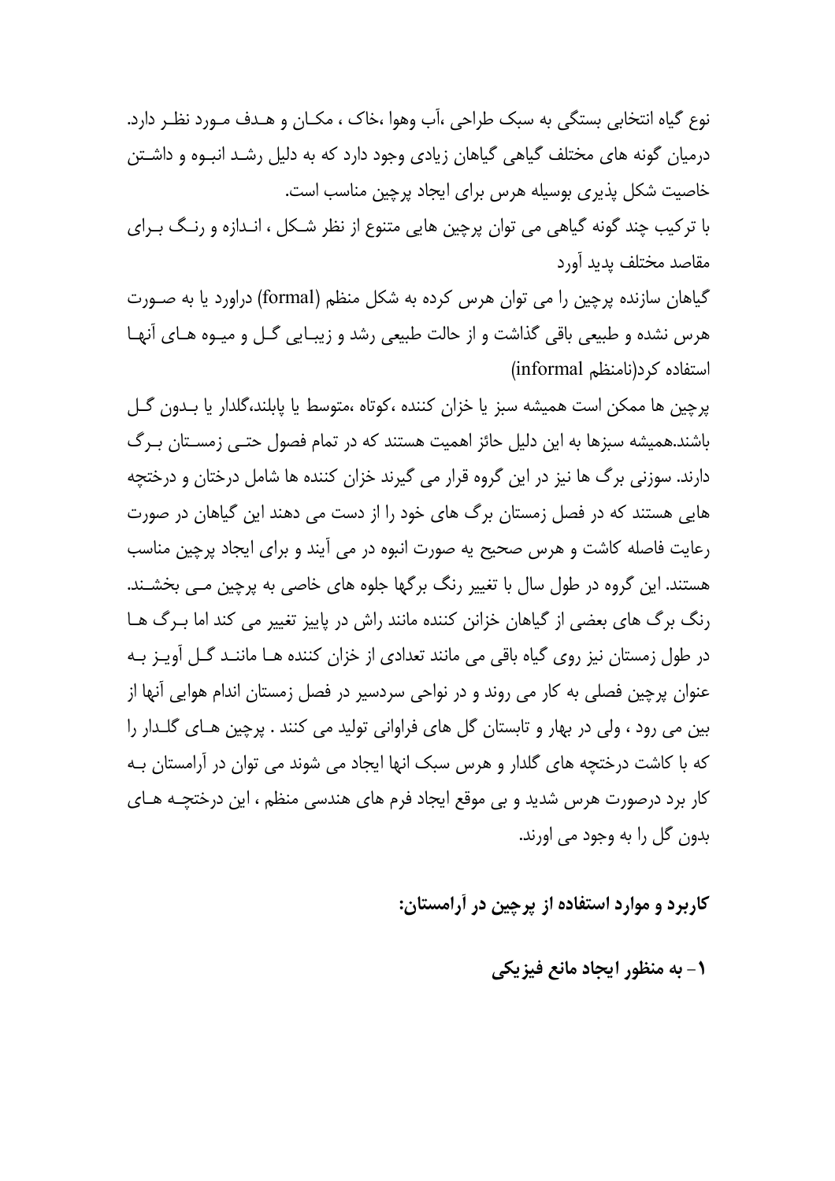نوع گیاه انتخابی بستگی به سبک طراحی ،آب وهوا ،خاک ، مکـان و هـدف مـورد نظـر دارد. درمیان گونه های مختلف گیاهی گیاهان زیادی وجود دارد که به دلیل رشـد انبـوه و داشـتن خاصیت شکل پذیری بوسیله هرس برای ایجاد پرچین مناسب است.

با ترکیب چند گونه گیاهی می توان پرچین هایی متنوع از نظر شـکل ، انـدازه و رنـگ بـرای مقاصد مختلف پدید آورد

گیاهان سازنده پرچین را می توان هرس کرده به شکل منظم (formal) دراورد یا به صـورت هرس نشده و طبیعی باقی گذاشت و از حالت طبیعی رشد و زیبـایی گـل و میـوه هـای آنهـا استفاده کرد(نامنظم informal)

پرچین ها ممکن است همیشه سبز یا خزان کننده ،کوتاه ،متوسط یا پابلند،گلدار یا بـدون گـل باشند.همیشه سبزها به این دلیل حائز اهمیت هستند که در تمام فصول حتـی زمسـتان بـرگ دارند. سوزنی برگ ها نیز در این گروه قرار می گیرند خزان کننده ها شامل درختان و درختچه هایی هستند که در فصل زمستان برگ های خود را از دست می دهند این گیاهان در صورت رعایت فاصله کاشت و هرس صحیح به صورت انبوه در می آیند و برای ایجاد پرچین مناسب هستند. این گروه در طول سال با تغییر رنگ برگها جلوه های خاصی به پرچین مـی بخشـند. رنگ برگ های بعضی از گیاهان خزانن کننده مانند راش در پاییز تغییر می کند اما بـرگ هـا در طول زمستان نیز روی گیاه باقی می مانند تعدادی از خزان کننده هـا ماننـد گـل آویـز بـه عنوان پرچین فصلی به کار می روند و در نواحی سردسیر در فصل زمستان اندام هوایی آنها از بین می رود ، ولی در بهار و تابستان گل های فراوانی تولید می کنند . پرچین هـای گلـدار را که با کاشت درختچه های گلدار و هرس سبک انها ایجاد می شوند می توان در آرامستان بـه کار برد درصورت هرس شدید و بی موقع ایجاد فرم های هندسی منظم ، این درختچـه هـای بدون گل را به وجود می اورند.

**کاربرد و موارد استفاده از پرچین در آرامستان:**

**۱- به منظور ایجاد مانع فیزیکی**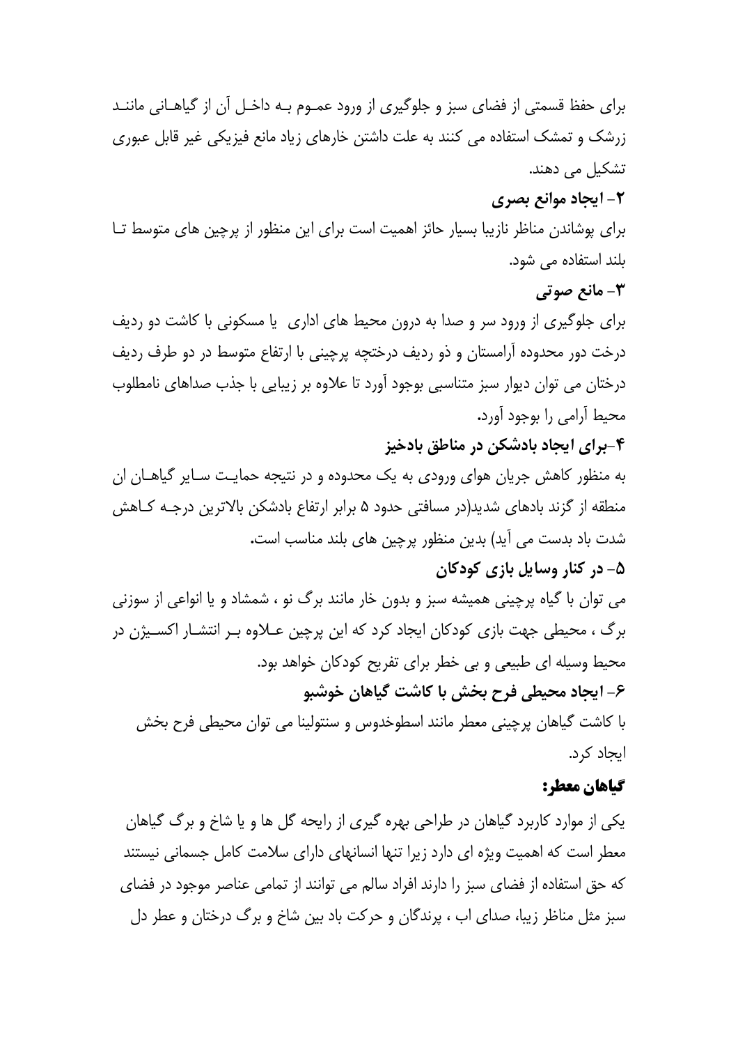برای حفظ قسمتی از فضای سبز و جلوگیری از ورود عمـوم بـه داخـل آن از گیاهـانی ماننـد زرشک و تمشک استفاده می کنند به علت داشتن خارهای زیاد مانع فیزیکی غیر قابل عبوری تشکیل می دهند.

**۲- ایجاد موانع بصری**

برای پوشاندن مناظر نازیبا بسیار حائز اهمیت است برای این منظور از پرچین های متوسط تـا بلند استفاده می شود.

**۳- مانع صوتی**

برای جلوگیری از ورود سر و صدا به درون محیط های اداری  یا مسکونی با کاشت دو ردیف درخت دور محدوده آرامستان و ذو ردیف درختچه پرچینی با ارتفاع متوسط در دو طرف ردیف درختان می توان دیوار سبز متناسبی بوجود آورد تا علاوه بر زیبایی با جذب صداهای نامطلوب محیط آرامی را بوجود آورد.

**۴-برای ایجاد بادشکن در مناطق بادخیز**

به منظور کاهش جریان هوای ورودی به یک محدوده و در نتیجه حمایـت سـایر گیاهـان ان منطقه از گزند بادهای شدید(در مسافتی حدود ۵ برابر ارتفاع بادشکن بالاترین درجـه کـاهش شدت باد بدست می آید) بدین منظور پرچین های بلند مناسب است.

**۵- در کنار وسایل بازی کودکان**

می توان با گیاه پرچینی همیشه سبز و بدون خار مانند برگ نو ، شمشاد و یا انواعی از سوزنی برگ ، محیطی جهت بازی کودکان ایجاد کرد که این پرچین عـلاوه بـر انتشـار اکسـیژن در محیط وسیله ای طبیعی و بی خطر برای تفریح کودکان خواهد بود.

**۶- ایجاد محیطی فرح بخش با کاشت گیاهان خوشبو**

با کاشت گیاهان پرچینی معطر مانند اسطوخدوس و سنتولینا می توان محیطی فرح بخش ایجاد کرد.

**گیاهان معطر:**

یکی از موارد کاربرد گیاهان در طراحی بهره گیری از رایحه گل ها و یا شاخ و برگ گیاهان معطر است که اهمیت ویژه ای دارد زیرا تنها انسانهای دارای سلامت کامل جسمانی نیستند که حق استفاده از فضای سبز را دارند افراد سالم می توانند از تمامی عناصر موجود در فضای سبز مثل مناظر زیبا، صدای اب ، پرندگان و حرکت باد بین شاخ و برگ درختان و عطر دل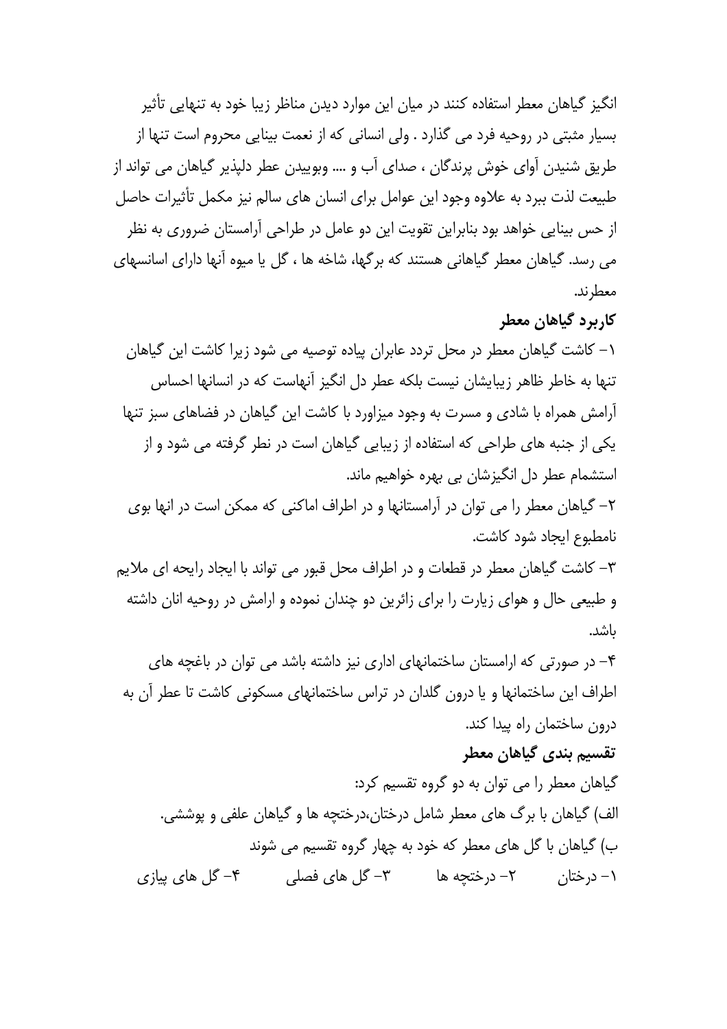انگیز گیاهان معطر استفاده کنند در میان این موارد دیدن مناظر زیبا خود به تنهایی تأثیر بسیار مثبتی در روحیه فرد می گذارد . ولی انسانی که از نعمت بینایی محروم است تنها از طریق شنیدن آوای خوش پرندگان ، صدای آب و .... وبوییدن عطر دلپذیر گیاهان می تواند از طبیعت لذت ببرد به علاوه وجود این عوامل برای انسان های سالم نیز مکمل تأثیرات حاصل از حس بینایی خواهد بود بنابراین تقویت این دو عامل در طراحی آرامستان ضروری به نظر می رسد. گیاهان معطر گیاهانی هستند که برگها، شاخه ها ، گل یا میوه آنها دارای اسانسهای معطرند.

## کاربرد گیاهان معطر

۱- کاشت گیاهان معطر در محل تردد عابران پیاده توصیه می شود زیرا کاشت این گیاهان تنها به خاطر ظاهر زیبایشان نیست بلکه عطر دل انگیز آنهاست که در انسانها احساس آرامش همراه با شادی و مسرت به وجود میاورد با کاشت این گیاهان در فضاهای سبز تنها یکی از جنبه های طراحی که استفاده از زیبایی گیاهان است در نظر گرفته می شود و از استشمام عطر دل انگیزشان بی بهره خواهیم ماند.

۲- گیاهان معطر را می توان در آرامستانها و در اطراف اماکنی که ممکن است در انها بوی نامطبوع ایجاد شود کاشت.

۳- کاشت گیاهان معطر در قطعات و در اطراف محل قبور می تواند با ایجاد رایحه ای ملایم و طبیعی حال و هوای زیارت را برای زائرین دو چندان نموده و ارامش در روحیه انان داشته باشد.

۴- در صورتی که ارامستان ساختمانهای اداری نیز داشته باشد می توان در باغچه های اطراف این ساختمانها و یا درون گلدان در تراس ساختمانهای مسکونی کاشت تا عطر آن به درون ساختمان راه پیدا کند.

## تقسیم بندی گیاهان معطر

گیاهان معطر را می توان به دو گروه تقسیم کرد:

الف) گیاهان با برگ های معطر شامل درختان،درختچه ها و گیاهان علفی و پوششی.

ب) گیاهان با گل های معطر که خود به چهار گروه تقسیم می شوند

۱- درختان ۲- درختچه ها ۳- گل های فصلی ۴- گل های پیازی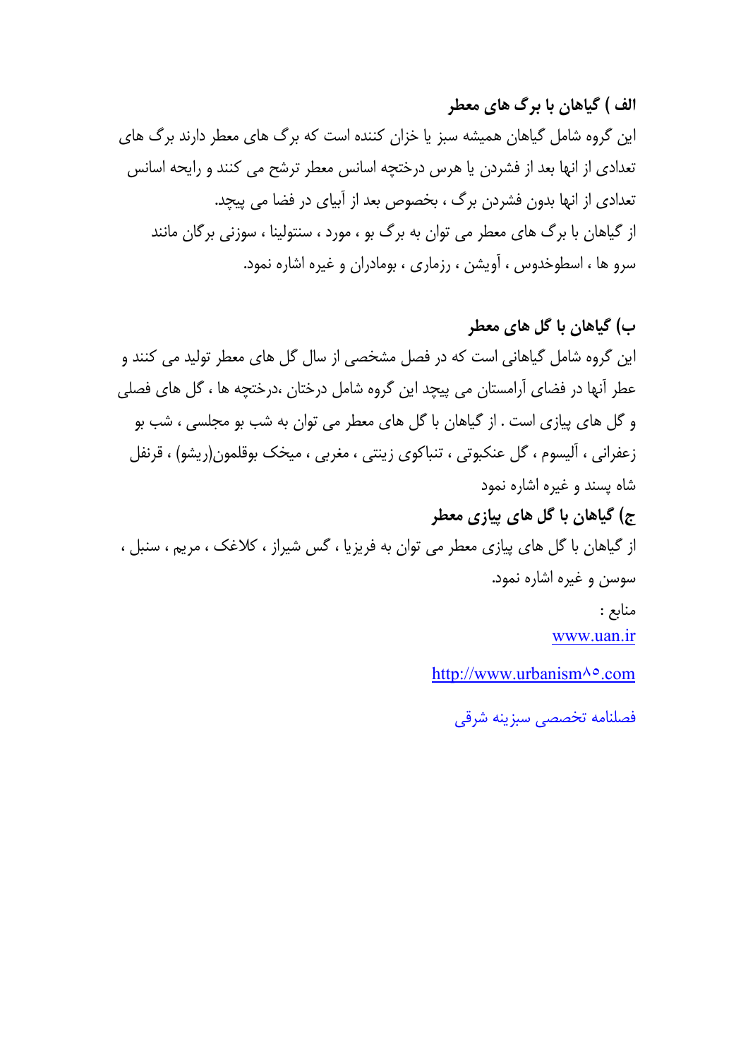### الف ) گیاهان با برگ های معطر

این گروه شامل گیاهان همیشه سبز یا خزان کننده است که برگ های معطر دارند برگ های تعدادی از انها بعد از فشردن یا هرس درختچه اسانس معطر ترشح می کنند و رایحه اسانس تعدادی از انها بدون فشردن برگ ، بخصوص بعد از آبیاری در فضا می پیچد.

از گیاهان با برگ های معطر می توان به برگ بو ، مورد ، سنتولینا ، سوزنی برگان مانند سرو ها ، اسطوخدوس ، آویشن ، رزماری ، بومادران و غیره اشاره نمود.

### ب) گیاهان با گل های معطر

این گروه شامل گیاهانی است که در فصل مشخصی از سال گل های معطر تولید می کنند و عطر آنها در فضای آرامستان می پیچد این گروه شامل درختان ،درختچه ها ، گل های فصلی و گل های پیازی است . از گیاهان با گل های معطر می توان به شب بو مجلسی ، شب بو زعفرانی ، آلیسوم ، گل عنکبوتی ، تنباکوی زینتی ، مغربی ، میخک بوقلمون(ریشو) ، قرنفل شاه پسند و غیره اشاره نمود

### ج) گیاهان با گل های پیازی معطر

از گیاهان با گل های پیازی معطر می توان به فریزیا ، گس شیراز ، کلاغک ، مریم ، سنبل ، سوسن و غیره اشاره نمود.

منابع :

www.uan.ir

http://www.urbanism۸۵.com

فصلنامه تخصصی سبزینه شرقی